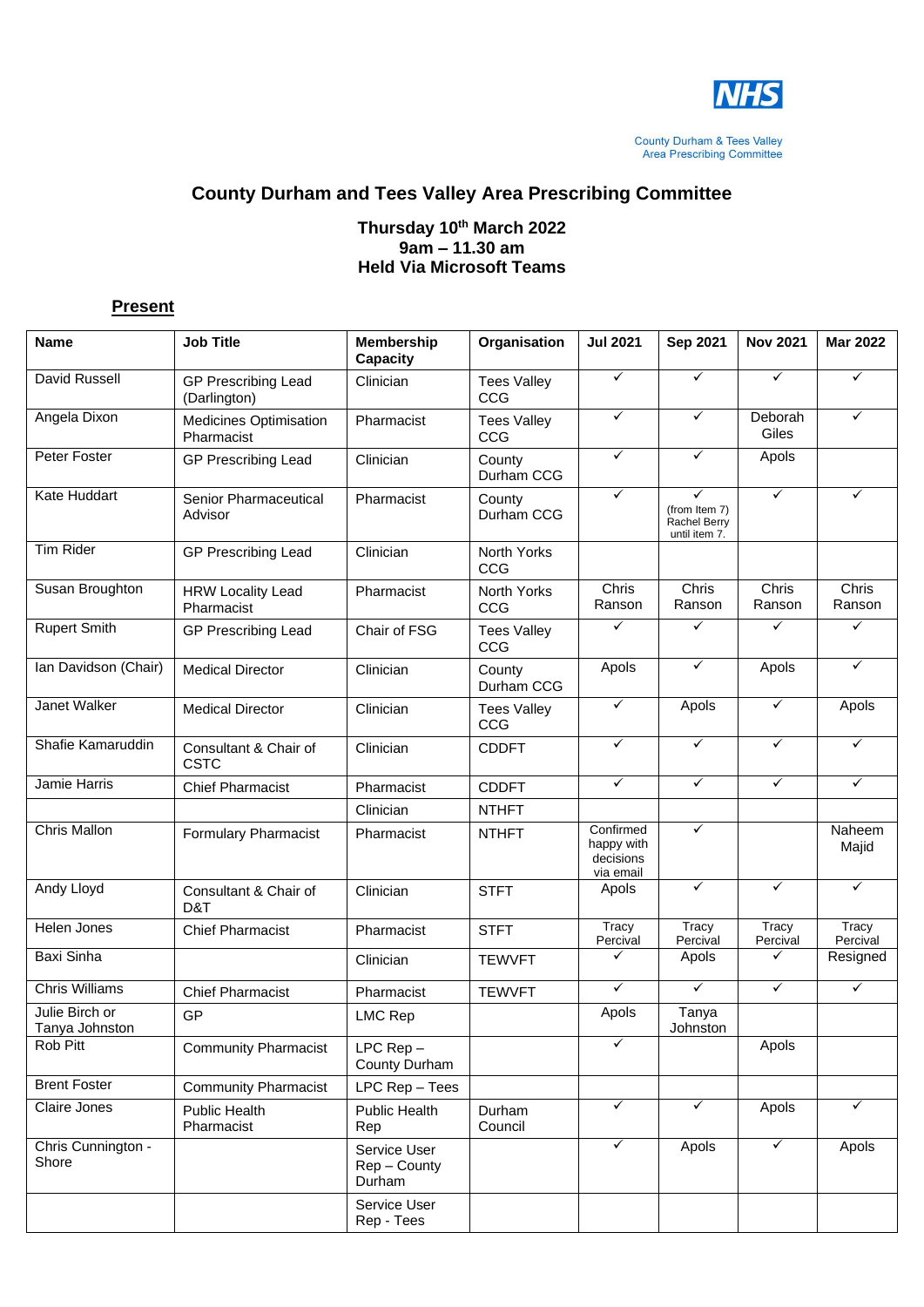County Durham & Tees Valley
Area Prescribing Committee

# County Durham and Tees Valley Area Prescribing Committee

### Thursday 10th March 2022
### 9am – 11.30 am
### Held Via Microsoft Teams

## Present

| Name | Job Title | Membership Capacity | Organisation | Jul 2021 | Sep 2021 | Nov 2021 | Mar 2022 |
|---|---|---|---|---|---|---|---|
| David Russell | GP Prescribing Lead (Darlington) | Clinician | Tees Valley CCG | ✓ | ✓ | ✓ | ✓ |
| Angela Dixon | Medicines Optimisation Pharmacist | Pharmacist | Tees Valley CCG | ✓ | ✓ | Deborah Giles | ✓ |
| Peter Foster | GP Prescribing Lead | Clinician | County Durham CCG | ✓ | ✓ | Apols | |
| Kate Huddart | Senior Pharmaceutical Advisor | Pharmacist | County Durham CCG | ✓ | ✓ (from Item 7) Rachel Berry until item 7. | ✓ | ✓ |
| Tim Rider | GP Prescribing Lead | Clinician | North Yorks CCG | | | | |
| Susan Broughton | HRW Locality Lead Pharmacist | Pharmacist | North Yorks CCG | Chris Ranson | Chris Ranson | Chris Ranson | Chris Ranson |
| Rupert Smith | GP Prescribing Lead | Chair of FSG | Tees Valley CCG | ✓ | ✓ | ✓ | ✓ |
| Ian Davidson (Chair) | Medical Director | Clinician | County Durham CCG | Apols | ✓ | Apols | ✓ |
| Janet Walker | Medical Director | Clinician | Tees Valley CCG | ✓ | Apols | ✓ | Apols |
| Shafie Kamaruddin | Consultant & Chair of CSTC | Clinician | CDDFT | ✓ | ✓ | ✓ | ✓ |
| Jamie Harris | Chief Pharmacist | Pharmacist | CDDFT | ✓ | ✓ | ✓ | ✓ |
| | | Clinician | NTHFT | | | | |
| Chris Mallon | Formulary Pharmacist | Pharmacist | NTHFT | Confirmed happy with decisions via email | ✓ | | Naheem Majid |
| Andy Lloyd | Consultant & Chair of D&T | Clinician | STFT | Apols | ✓ | ✓ | ✓ |
| Helen Jones | Chief Pharmacist | Pharmacist | STFT | Tracy Percival | Tracy Percival | Tracy Percival | Tracy Percival |
| Baxi Sinha | | Clinician | TEWVFT | ✓ | Apols | ✓ | Resigned |
| Chris Williams | Chief Pharmacist | Pharmacist | TEWVFT | ✓ | ✓ | ✓ | ✓ |
| Julie Birch or Tanya Johnston | GP | LMC Rep | | Apols | Tanya Johnston | | |
| Rob Pitt | Community Pharmacist | LPC Rep – County Durham | | ✓ | | Apols | |
| Brent Foster | Community Pharmacist | LPC Rep – Tees | | | | | |
| Claire Jones | Public Health Pharmacist | Public Health Rep | Durham Council | ✓ | ✓ | Apols | ✓ |
| Chris Cunnington - Shore | | Service User Rep – County Durham | | ✓ | Apols | ✓ | Apols |
| | | Service User Rep - Tees | | | | | |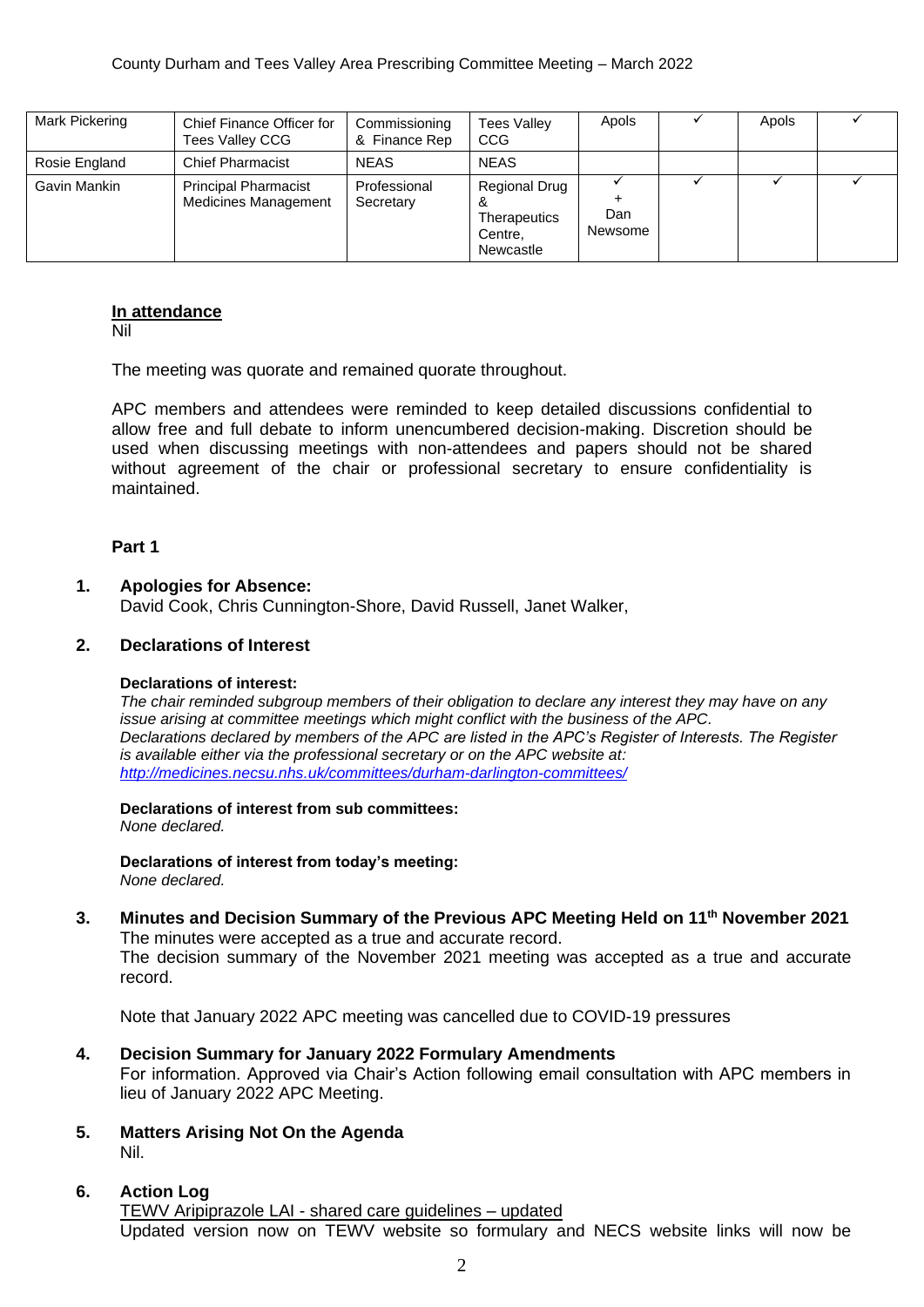| Mark Pickering | Chief Finance Officer for Tees Valley CCG | Commissioning & Finance Rep | Tees Valley CCG | Apols | ✓ | Apols | ✓ |
|---|---|---|---|---|---|---|---|
| Rosie England | Chief Pharmacist | NEAS | NEAS | | | | |
| Gavin Mankin | Principal Pharmacist Medicines Management | Professional Secretary | Regional Drug & Therapeutics Centre, Newcastle | ✓ + Dan Newsome | ✓ | ✓ | ✓ |

**In attendance**
Nil

The meeting was quorate and remained quorate throughout.

APC members and attendees were reminded to keep detailed discussions confidential to allow free and full debate to inform unencumbered decision-making. Discretion should be used when discussing meetings with non-attendees and papers should not be shared without agreement of the chair or professional secretary to ensure confidentiality is maintained.

**Part 1**

**1. Apologies for Absence:**
David Cook, Chris Cunnington-Shore, David Russell, Janet Walker,

**2. Declarations of Interest**

**Declarations of interest:**
*The chair reminded subgroup members of their obligation to declare any interest they may have on any issue arising at committee meetings which might conflict with the business of the APC. Declarations declared by members of the APC are listed in the APC's Register of Interests. The Register is available either via the professional secretary or on the APC website at: http://medicines.necsu.nhs.uk/committees/durham-darlington-committees/*

**Declarations of interest from sub committees:**
*None declared.*

**Declarations of interest from today's meeting:**
*None declared.*

**3. Minutes and Decision Summary of the Previous APC Meeting Held on 11th November 2021**
The minutes were accepted as a true and accurate record.
The decision summary of the November 2021 meeting was accepted as a true and accurate record.

Note that January 2022 APC meeting was cancelled due to COVID-19 pressures

**4. Decision Summary for January 2022 Formulary Amendments**
For information. Approved via Chair's Action following email consultation with APC members in lieu of January 2022 APC Meeting.

**5. Matters Arising Not On the Agenda**
Nil.

**6. Action Log**
TEWV Aripiprazole LAI - shared care guidelines – updated
Updated version now on TEWV website so formulary and NECS website links will now be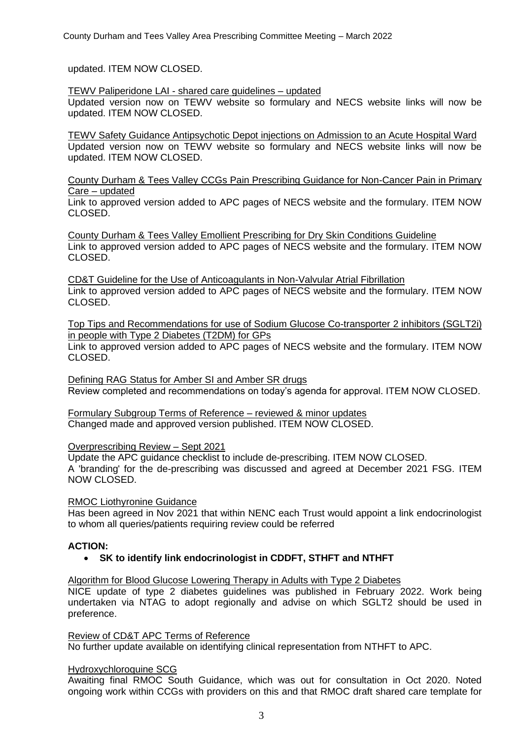updated. ITEM NOW CLOSED.

TEWV Paliperidone LAI - shared care guidelines – updated

Updated version now on TEWV website so formulary and NECS website links will now be updated. ITEM NOW CLOSED.

TEWV Safety Guidance Antipsychotic Depot injections on Admission to an Acute Hospital Ward

Updated version now on TEWV website so formulary and NECS website links will now be updated. ITEM NOW CLOSED.

County Durham & Tees Valley CCGs Pain Prescribing Guidance for Non-Cancer Pain in Primary Care – updated

Link to approved version added to APC pages of NECS website and the formulary. ITEM NOW CLOSED.

County Durham & Tees Valley Emollient Prescribing for Dry Skin Conditions Guideline

Link to approved version added to APC pages of NECS website and the formulary. ITEM NOW CLOSED.

CD&T Guideline for the Use of Anticoagulants in Non-Valvular Atrial Fibrillation

Link to approved version added to APC pages of NECS website and the formulary. ITEM NOW CLOSED.

Top Tips and Recommendations for use of Sodium Glucose Co-transporter 2 inhibitors (SGLT2i) in people with Type 2 Diabetes (T2DM) for GPs

Link to approved version added to APC pages of NECS website and the formulary. ITEM NOW CLOSED.

Defining RAG Status for Amber SI and Amber SR drugs

Review completed and recommendations on today's agenda for approval. ITEM NOW CLOSED.

Formulary Subgroup Terms of Reference – reviewed & minor updates

Changed made and approved version published. ITEM NOW CLOSED.

Overprescribing Review – Sept 2021

Update the APC guidance checklist to include de-prescribing. ITEM NOW CLOSED.
A 'branding' for the de-prescribing was discussed and agreed at December 2021 FSG. ITEM NOW CLOSED.

RMOC Liothyronine Guidance

Has been agreed in Nov 2021 that within NENC each Trust would appoint a link endocrinologist to whom all queries/patients requiring review could be referred

**ACTION:**

- **SK to identify link endocrinologist in CDDFT, STHFT and NTHFT**

Algorithm for Blood Glucose Lowering Therapy in Adults with Type 2 Diabetes

NICE update of type 2 diabetes guidelines was published in February 2022. Work being undertaken via NTAG to adopt regionally and advise on which SGLT2 should be used in preference.

Review of CD&T APC Terms of Reference

No further update available on identifying clinical representation from NTHFT to APC.

Hydroxychloroquine SCG

Awaiting final RMOC South Guidance, which was out for consultation in Oct 2020. Noted ongoing work within CCGs with providers on this and that RMOC draft shared care template for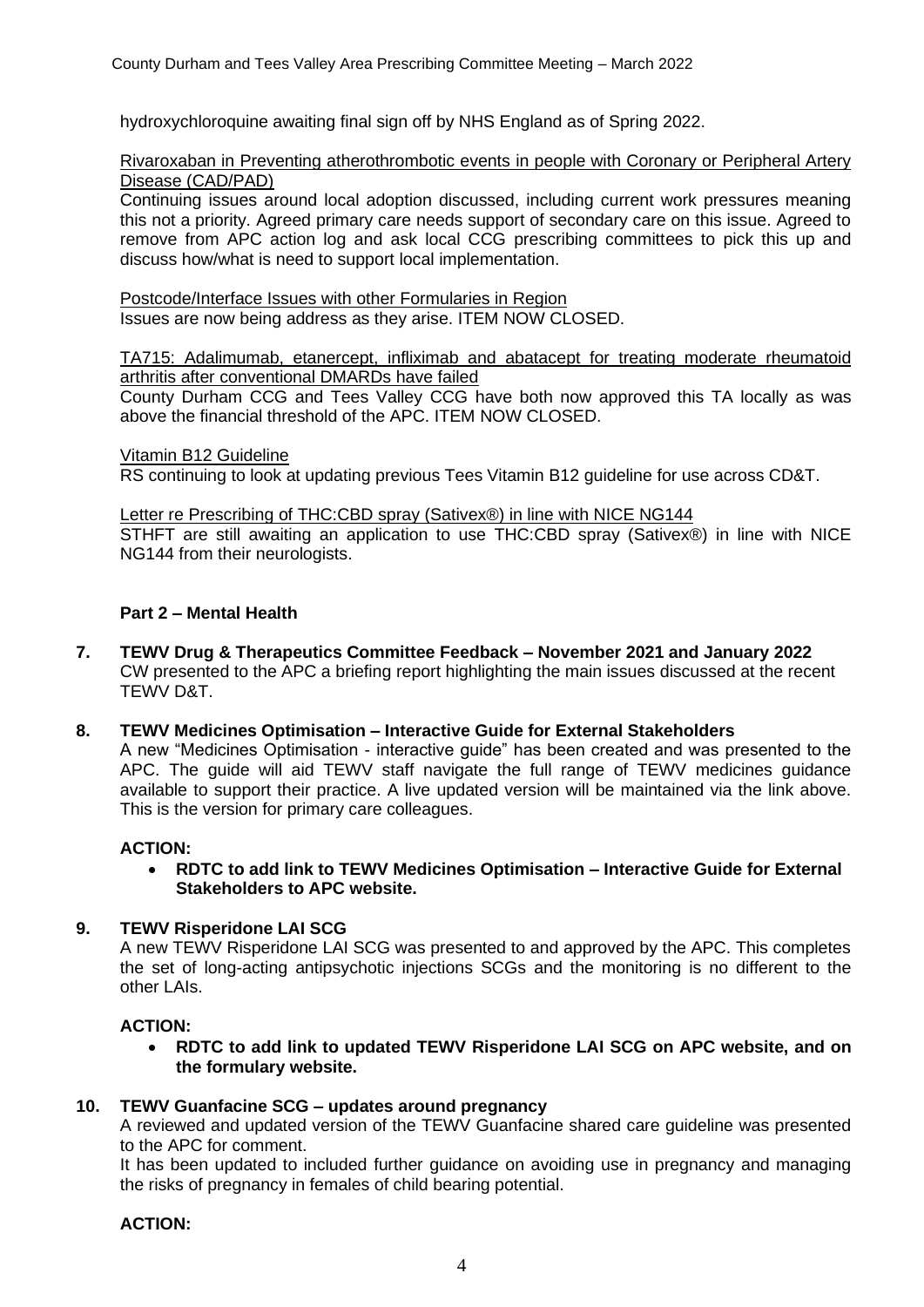hydroxychloroquine awaiting final sign off by NHS England as of Spring 2022.

<u>Rivaroxaban in Preventing atherothrombotic events in people with Coronary or Peripheral Artery Disease (CAD/PAD)</u>

Continuing issues around local adoption discussed, including current work pressures meaning this not a priority. Agreed primary care needs support of secondary care on this issue. Agreed to remove from APC action log and ask local CCG prescribing committees to pick this up and discuss how/what is need to support local implementation.

<u>Postcode/Interface Issues with other Formularies in Region</u>

Issues are now being address as they arise. ITEM NOW CLOSED.

<u>TA715: Adalimumab, etanercept, infliximab and abatacept for treating moderate rheumatoid arthritis after conventional DMARDs have failed</u>

County Durham CCG and Tees Valley CCG have both now approved this TA locally as was above the financial threshold of the APC. ITEM NOW CLOSED.

<u>Vitamin B12 Guideline</u>

RS continuing to look at updating previous Tees Vitamin B12 guideline for use across CD&T.

<u>Letter re Prescribing of THC:CBD spray (Sativex®) in line with NICE NG144</u>

STHFT are still awaiting an application to use THC:CBD spray (Sativex®) in line with NICE NG144 from their neurologists.

## Part 2 – Mental Health

**7. TEWV Drug & Therapeutics Committee Feedback – November 2021 and January 2022**

CW presented to the APC a briefing report highlighting the main issues discussed at the recent TEWV D&T.

**8. TEWV Medicines Optimisation – Interactive Guide for External Stakeholders**

A new "Medicines Optimisation - interactive guide" has been created and was presented to the APC. The guide will aid TEWV staff navigate the full range of TEWV medicines guidance available to support their practice. A live updated version will be maintained via the link above. This is the version for primary care colleagues.

**ACTION:**

- **RDTC to add link to TEWV Medicines Optimisation – Interactive Guide for External Stakeholders to APC website.**

**9. TEWV Risperidone LAI SCG**

A new TEWV Risperidone LAI SCG was presented to and approved by the APC. This completes the set of long-acting antipsychotic injections SCGs and the monitoring is no different to the other LAIs.

**ACTION:**

- **RDTC to add link to updated TEWV Risperidone LAI SCG on APC website, and on the formulary website.**

**10. TEWV Guanfacine SCG – updates around pregnancy**

A reviewed and updated version of the TEWV Guanfacine shared care guideline was presented to the APC for comment.

It has been updated to included further guidance on avoiding use in pregnancy and managing the risks of pregnancy in females of child bearing potential.

**ACTION:**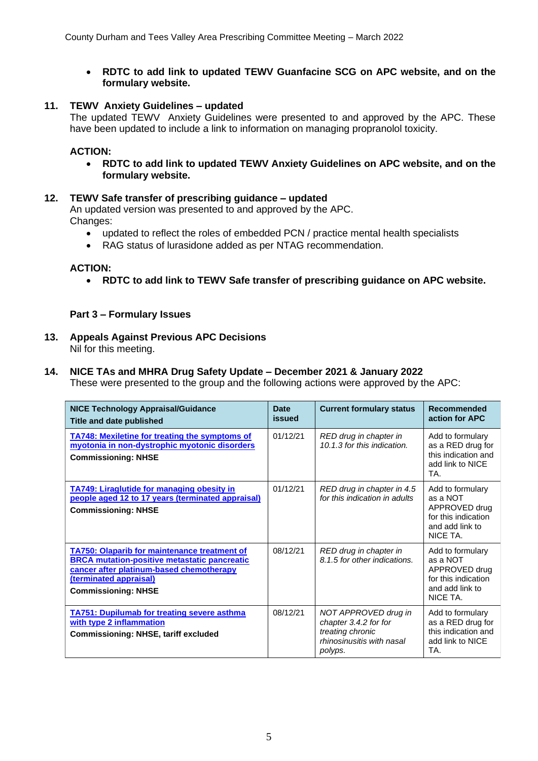- **RDTC to add link to updated TEWV Guanfacine SCG on APC website, and on the formulary website.**

## 11. TEWV Anxiety Guidelines – updated

The updated TEWV Anxiety Guidelines were presented to and approved by the APC. These have been updated to include a link to information on managing propranolol toxicity.

**ACTION:**

- **RDTC to add link to updated TEWV Anxiety Guidelines on APC website, and on the formulary website.**

## 12. TEWV Safe transfer of prescribing guidance – updated

An updated version was presented to and approved by the APC.
Changes:

- updated to reflect the roles of embedded PCN / practice mental health specialists
- RAG status of lurasidone added as per NTAG recommendation.

**ACTION:**

- **RDTC to add link to TEWV Safe transfer of prescribing guidance on APC website.**

# Part 3 – Formulary Issues

## 13. Appeals Against Previous APC Decisions

Nil for this meeting.

## 14. NICE TAs and MHRA Drug Safety Update – December 2021 & January 2022

These were presented to the group and the following actions were approved by the APC:

| NICE Technology Appraisal/Guidance Title and date published | Date issued | Current formulary status | Recommended action for APC |
|---|---|---|---|
| **TA748: Mexiletine for treating the symptoms of myotonia in non-dystrophic myotonic disorders** <br> **Commissioning: NHSE** | 01/12/21 | *RED drug in chapter in 10.1.3 for this indication.* | Add to formulary as a RED drug for this indication and add link to NICE TA. |
| **TA749: Liraglutide for managing obesity in people aged 12 to 17 years (terminated appraisal)** <br> **Commissioning: NHSE** | 01/12/21 | *RED drug in chapter in 4.5 for this indication in adults* | Add to formulary as a NOT APPROVED drug for this indication and add link to NICE TA. |
| **TA750: Olaparib for maintenance treatment of BRCA mutation-positive metastatic pancreatic cancer after platinum-based chemotherapy (terminated appraisal)** <br> **Commissioning: NHSE** | 08/12/21 | *RED drug in chapter in 8.1.5 for other indications.* | Add to formulary as a NOT APPROVED drug for this indication and add link to NICE TA. |
| **TA751: Dupilumab for treating severe asthma with type 2 inflammation** <br> **Commissioning: NHSE, tariff excluded** | 08/12/21 | *NOT APPROVED drug in chapter 3.4.2 for for treating chronic rhinosinusitis with nasal polyps.* | Add to formulary as a RED drug for this indication and add link to NICE TA. |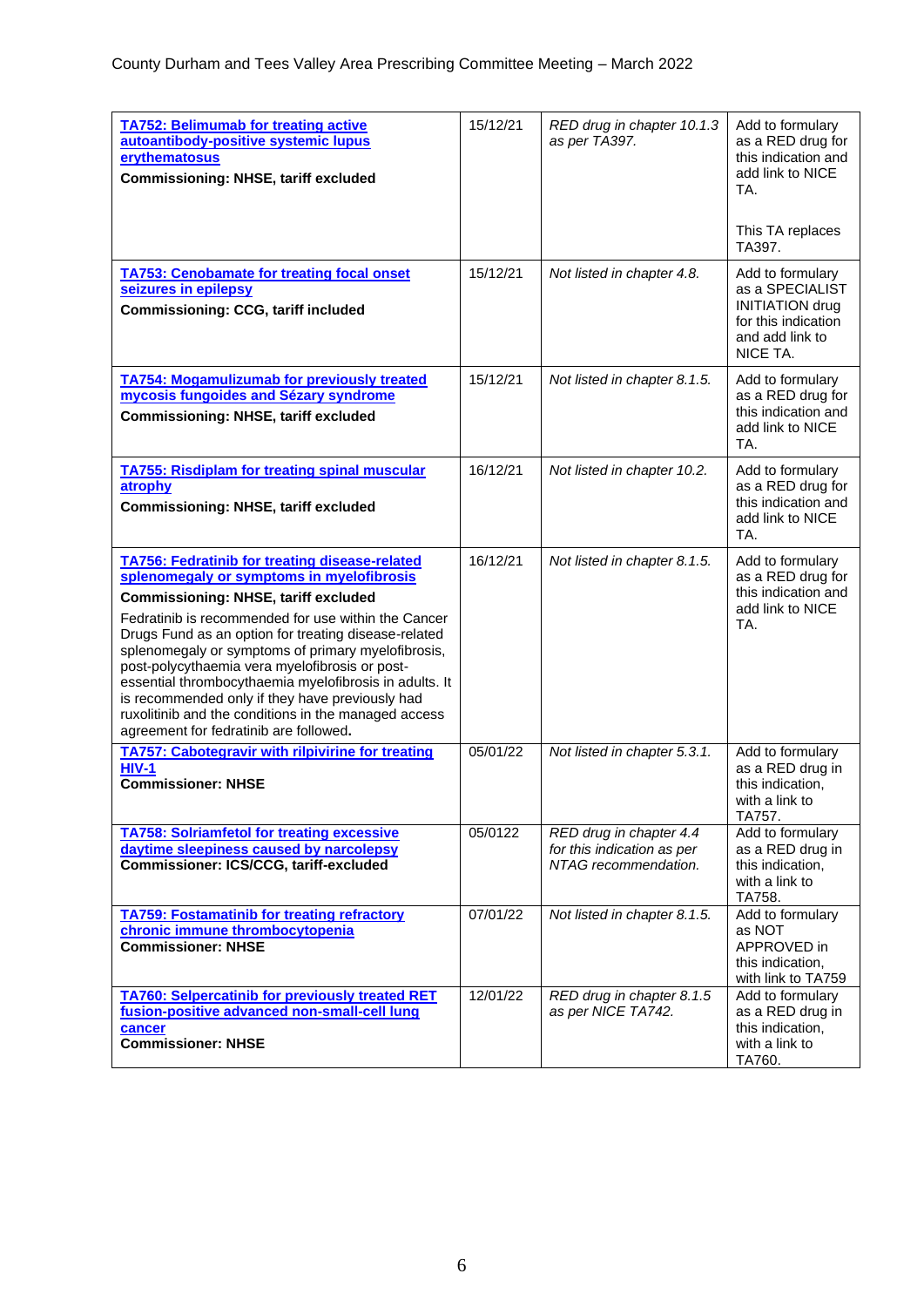| | | | |
|---|---|---|---|
| **TA752: Belimumab for treating active autoantibody-positive systemic lupus erythematosus**<br>**Commissioning: NHSE, tariff excluded** | 15/12/21 | *RED drug in chapter 10.1.3 as per TA397.* | Add to formulary as a RED drug for this indication and add link to NICE TA.<br><br>This TA replaces TA397. |
| **TA753: Cenobamate for treating focal onset seizures in epilepsy**<br>**Commissioning: CCG, tariff included** | 15/12/21 | *Not listed in chapter 4.8.* | Add to formulary as a SPECIALIST INITIATION drug for this indication and add link to NICE TA. |
| **TA754: Mogamulizumab for previously treated mycosis fungoides and Sézary syndrome**<br>**Commissioning: NHSE, tariff excluded** | 15/12/21 | *Not listed in chapter 8.1.5.* | Add to formulary as a RED drug for this indication and add link to NICE TA. |
| **TA755: Risdiplam for treating spinal muscular atrophy**<br>**Commissioning: NHSE, tariff excluded** | 16/12/21 | *Not listed in chapter 10.2.* | Add to formulary as a RED drug for this indication and add link to NICE TA. |
| **TA756: Fedratinib for treating disease-related splenomegaly or symptoms in myelofibrosis**<br>**Commissioning: NHSE, tariff excluded**<br>Fedratinib is recommended for use within the Cancer Drugs Fund as an option for treating disease-related splenomegaly or symptoms of primary myelofibrosis, post-polycythaemia vera myelofibrosis or post-essential thrombocythaemia myelofibrosis in adults. It is recommended only if they have previously had ruxolitinib and the conditions in the managed access agreement for fedratinib are followed. | 16/12/21 | *Not listed in chapter 8.1.5.* | Add to formulary as a RED drug for this indication and add link to NICE TA. |
| **TA757: Cabotegravir with rilpivirine for treating HIV-1**<br>**Commissioner: NHSE** | 05/01/22 | *Not listed in chapter 5.3.1.* | Add to formulary as a RED drug in this indication, with a link to TA757. |
| **TA758: Solriamfetol for treating excessive daytime sleepiness caused by narcolepsy**<br>**Commissioner: ICS/CCG, tariff-excluded** | 05/0122 | *RED drug in chapter 4.4 for this indication as per NTAG recommendation.* | Add to formulary as a RED drug in this indication, with a link to TA758. |
| **TA759: Fostamatinib for treating refractory chronic immune thrombocytopenia**<br>**Commissioner: NHSE** | 07/01/22 | *Not listed in chapter 8.1.5.* | Add to formulary as NOT APPROVED in this indication, with link to TA759 |
| **TA760: Selpercatinib for previously treated RET fusion-positive advanced non-small-cell lung cancer**<br>**Commissioner: NHSE** | 12/01/22 | *RED drug in chapter 8.1.5 as per NICE TA742.* | Add to formulary as a RED drug in this indication, with a link to TA760. |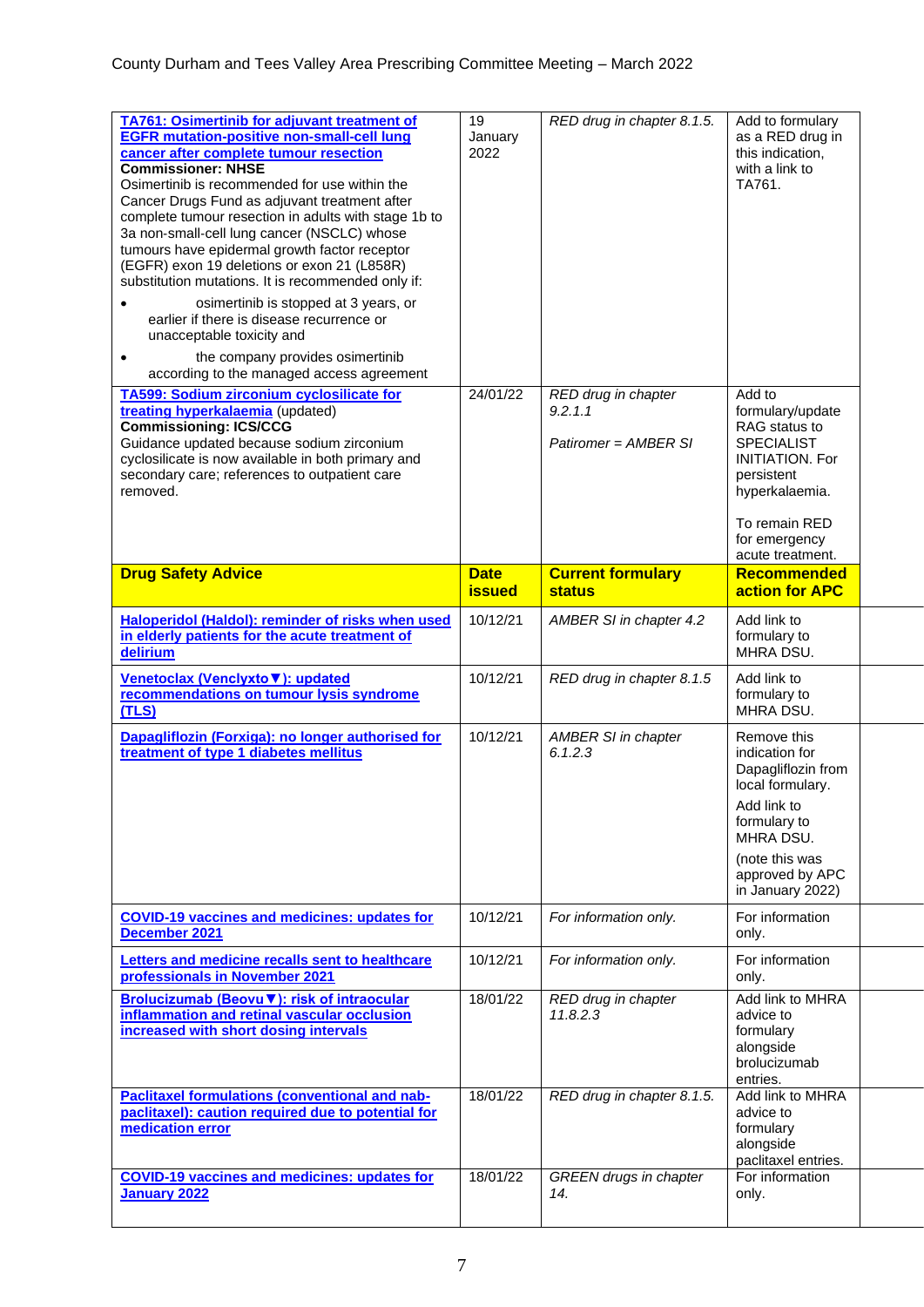| | | | |
|---|---|---|---|
| **TA761: Osimertinib for adjuvant treatment of EGFR mutation-positive non-small-cell lung cancer after complete tumour resection**<br>**Commissioner: NHSE**<br>Osimertinib is recommended for use within the Cancer Drugs Fund as adjuvant treatment after complete tumour resection in adults with stage 1b to 3a non-small-cell lung cancer (NSCLC) whose tumours have epidermal growth factor receptor (EGFR) exon 19 deletions or exon 21 (L858R) substitution mutations. It is recommended only if:<br>• osimertinib is stopped at 3 years, or earlier if there is disease recurrence or unacceptable toxicity and<br>• the company provides osimertinib according to the managed access agreement | 19 January 2022 | *RED drug in chapter 8.1.5.* | Add to formulary as a RED drug in this indication, with a link to TA761. |
| **TA599: Sodium zirconium cyclosilicate for treating hyperkalaemia** (updated)<br>**Commissioning: ICS/CCG**<br>Guidance updated because sodium zirconium cyclosilicate is now available in both primary and secondary care; references to outpatient care removed. | 24/01/22 | *RED drug in chapter 9.2.1.1*<br><br>*Patiromer = AMBER SI* | Add to formulary/update RAG status to SPECIALIST INITIATION. For persistent hyperkalaemia.<br><br>To remain RED for emergency acute treatment. |
| **Drug Safety Advice** | **Date issued** | **Current formulary status** | **Recommended action for APC** |
| **Haloperidol (Haldol): reminder of risks when used in elderly patients for the acute treatment of delirium** | 10/12/21 | *AMBER SI in chapter 4.2* | Add link to formulary to MHRA DSU. |
| **Venetoclax (Venclyxto▼): updated recommendations on tumour lysis syndrome (TLS)** | 10/12/21 | *RED drug in chapter 8.1.5* | Add link to formulary to MHRA DSU. |
| **Dapagliflozin (Forxiga): no longer authorised for treatment of type 1 diabetes mellitus** | 10/12/21 | *AMBER SI in chapter 6.1.2.3* | Remove this indication for Dapagliflozin from local formulary.<br>Add link to formulary to MHRA DSU.<br>(note this was approved by APC in January 2022) |
| **COVID-19 vaccines and medicines: updates for December 2021** | 10/12/21 | *For information only.* | For information only. |
| **Letters and medicine recalls sent to healthcare professionals in November 2021** | 10/12/21 | *For information only.* | For information only. |
| **Brolucizumab (Beovu▼): risk of intraocular inflammation and retinal vascular occlusion increased with short dosing intervals** | 18/01/22 | *RED drug in chapter 11.8.2.3* | Add link to MHRA advice to formulary alongside brolucizumab entries. |
| **Paclitaxel formulations (conventional and nab-paclitaxel): caution required due to potential for medication error** | 18/01/22 | *RED drug in chapter 8.1.5.* | Add link to MHRA advice to formulary alongside paclitaxel entries. |
| **COVID-19 vaccines and medicines: updates for January 2022** | 18/01/22 | *GREEN drugs in chapter 14.* | For information only. |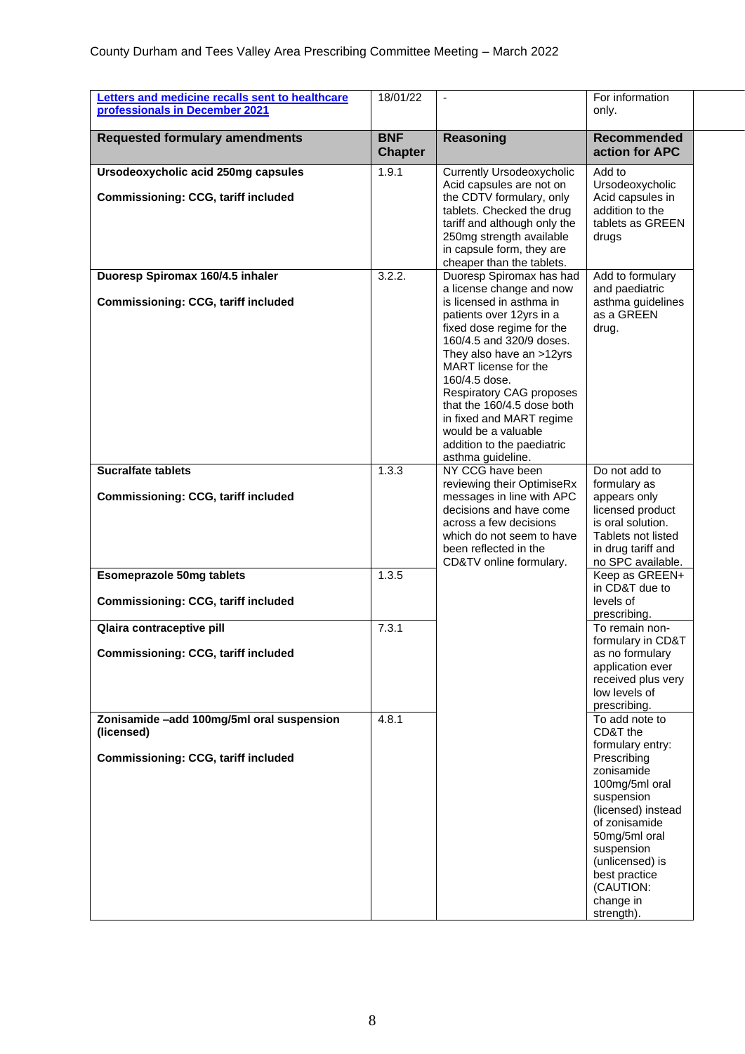| [Letters and medicine recalls sent to healthcare professionals in December 2021]() | 18/01/22 | - | For information only. |
|---|---|---|---|
| **Requested formulary amendments** | **BNF Chapter** | **Reasoning** | **Recommended action for APC** |
| **Ursodeoxycholic acid 250mg capsules**<br><br>**Commissioning: CCG, tariff included** | 1.9.1 | Currently Ursodeoxycholic Acid capsules are not on the CDTV formulary, only tablets. Checked the drug tariff and although only the 250mg strength available in capsule form, they are cheaper than the tablets. | Add to Ursodeoxycholic Acid capsules in addition to the tablets as GREEN drugs |
| **Duoresp Spiromax 160/4.5 inhaler**<br><br>**Commissioning: CCG, tariff included** | 3.2.2. | Duoresp Spiromax has had a license change and now is licensed in asthma in patients over 12yrs in a fixed dose regime for the 160/4.5 and 320/9 doses. They also have an >12yrs MART license for the 160/4.5 dose. Respiratory CAG proposes that the 160/4.5 dose both in fixed and MART regime would be a valuable addition to the paediatric asthma guideline. | Add to formulary and paediatric asthma guidelines as a GREEN drug. |
| **Sucralfate tablets**<br><br>**Commissioning: CCG, tariff included** | 1.3.3 | NY CCG have been reviewing their OptimiseRx messages in line with APC decisions and have come across a few decisions which do not seem to have been reflected in the CD&TV online formulary. | Do not add to formulary as appears only licensed product is oral solution. Tablets not listed in drug tariff and no SPC available. |
| **Esomeprazole 50mg tablets**<br><br>**Commissioning: CCG, tariff included** | 1.3.5 | | Keep as GREEN+ in CD&T due to levels of prescribing. |
| **Qlaira contraceptive pill**<br><br>**Commissioning: CCG, tariff included** | 7.3.1 | | To remain non-formulary in CD&T as no formulary application ever received plus very low levels of prescribing. |
| **Zonisamide –add 100mg/5ml oral suspension (licensed)**<br><br>**Commissioning: CCG, tariff included** | 4.8.1 | | To add note to CD&T the formulary entry: Prescribing zonisamide 100mg/5ml oral suspension (licensed) instead of zonisamide 50mg/5ml oral suspension (unlicensed) is best practice (CAUTION: change in strength). |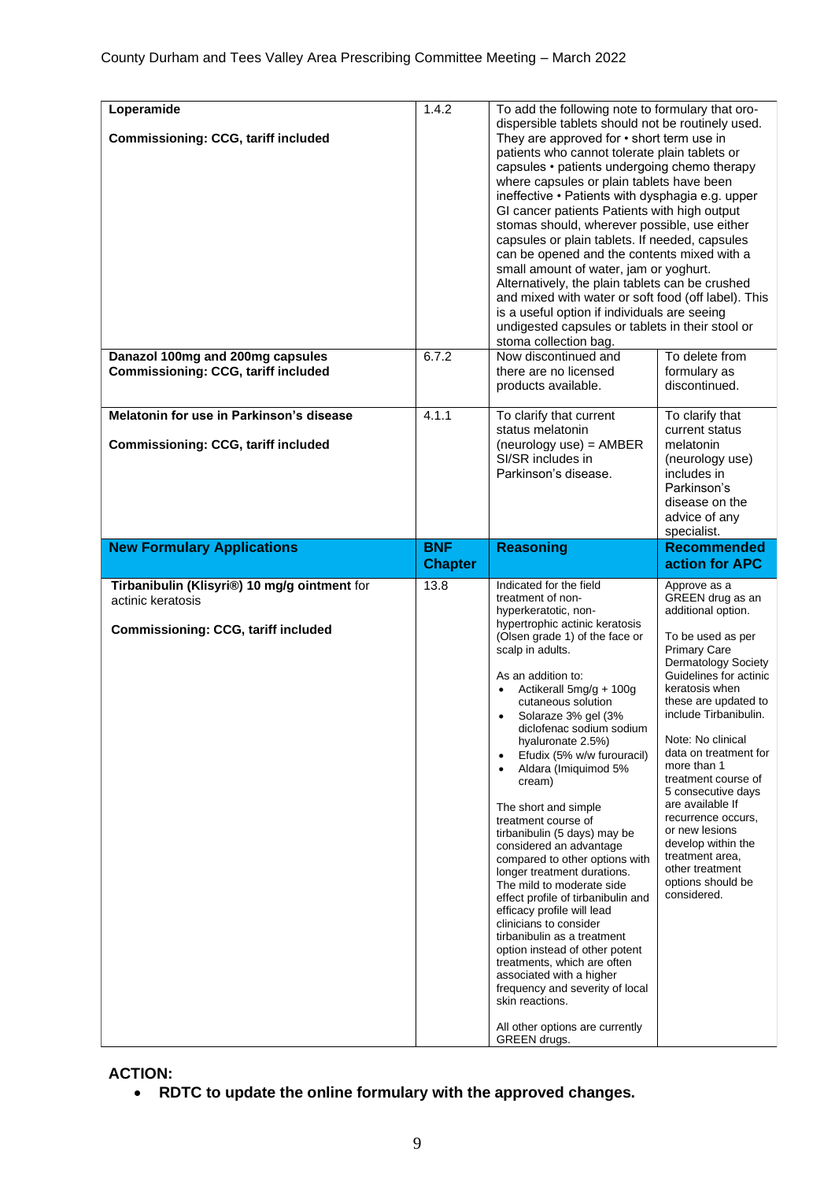| | | | |
|---|---|---|---|
| **Loperamide**<br><br>**Commissioning: CCG, tariff included** | 1.4.2 | To add the following note to formulary that oro-dispersible tablets should not be routinely used. They are approved for • short term use in patients who cannot tolerate plain tablets or capsules • patients undergoing chemo therapy where capsules or plain tablets have been ineffective • Patients with dysphagia e.g. upper GI cancer patients Patients with high output stomas should, wherever possible, use either capsules or plain tablets. If needed, capsules can be opened and the contents mixed with a small amount of water, jam or yoghurt. Alternatively, the plain tablets can be crushed and mixed with water or soft food (off label). This is a useful option if individuals are seeing undigested capsules or tablets in their stool or stoma collection bag. | |
| **Danazol 100mg and 200mg capsules**<br>**Commissioning: CCG, tariff included** | 6.7.2 | Now discontinued and there are no licensed products available. | To delete from formulary as discontinued. |
| **Melatonin for use in Parkinson's disease**<br><br>**Commissioning: CCG, tariff included** | 4.1.1 | To clarify that current status melatonin (neurology use) = AMBER SI/SR includes in Parkinson's disease. | To clarify that current status melatonin (neurology use) includes in Parkinson's disease on the advice of any specialist. |
| **New Formulary Applications** | **BNF Chapter** | **Reasoning** | **Recommended action for APC** |
| **Tirbanibulin (Klisyri®) 10 mg/g ointment** for actinic keratosis<br><br>**Commissioning: CCG, tariff included** | 13.8 | Indicated for the field treatment of non-hyperkeratotic, non-hypertrophic actinic keratosis (Olsen grade 1) of the face or scalp in adults.<br><br>As an addition to:<br>• Actikerall 5mg/g + 100g cutaneous solution<br>• Solaraze 3% gel (3% diclofenac sodium sodium hyaluronate 2.5%)<br>• Efudix (5% w/w furouracil)<br>• Aldara (Imiquimod 5% cream)<br><br>The short and simple treatment course of tirbanibulin (5 days) may be considered an advantage compared to other options with longer treatment durations. The mild to moderate side effect profile of tirbanibulin and efficacy profile will lead clinicians to consider tirbanibulin as a treatment option instead of other potent treatments, which are often associated with a higher frequency and severity of local skin reactions.<br><br>All other options are currently GREEN drugs. | Approve as a GREEN drug as an additional option.<br><br>To be used as per Primary Care Dermatology Society Guidelines for actinic keratosis when these are updated to include Tirbanibulin.<br><br>Note: No clinical data on treatment for more than 1 treatment course of 5 consecutive days are available If recurrence occurs, or new lesions develop within the treatment area, other treatment options should be considered. |

**ACTION:**

- **RDTC to update the online formulary with the approved changes.**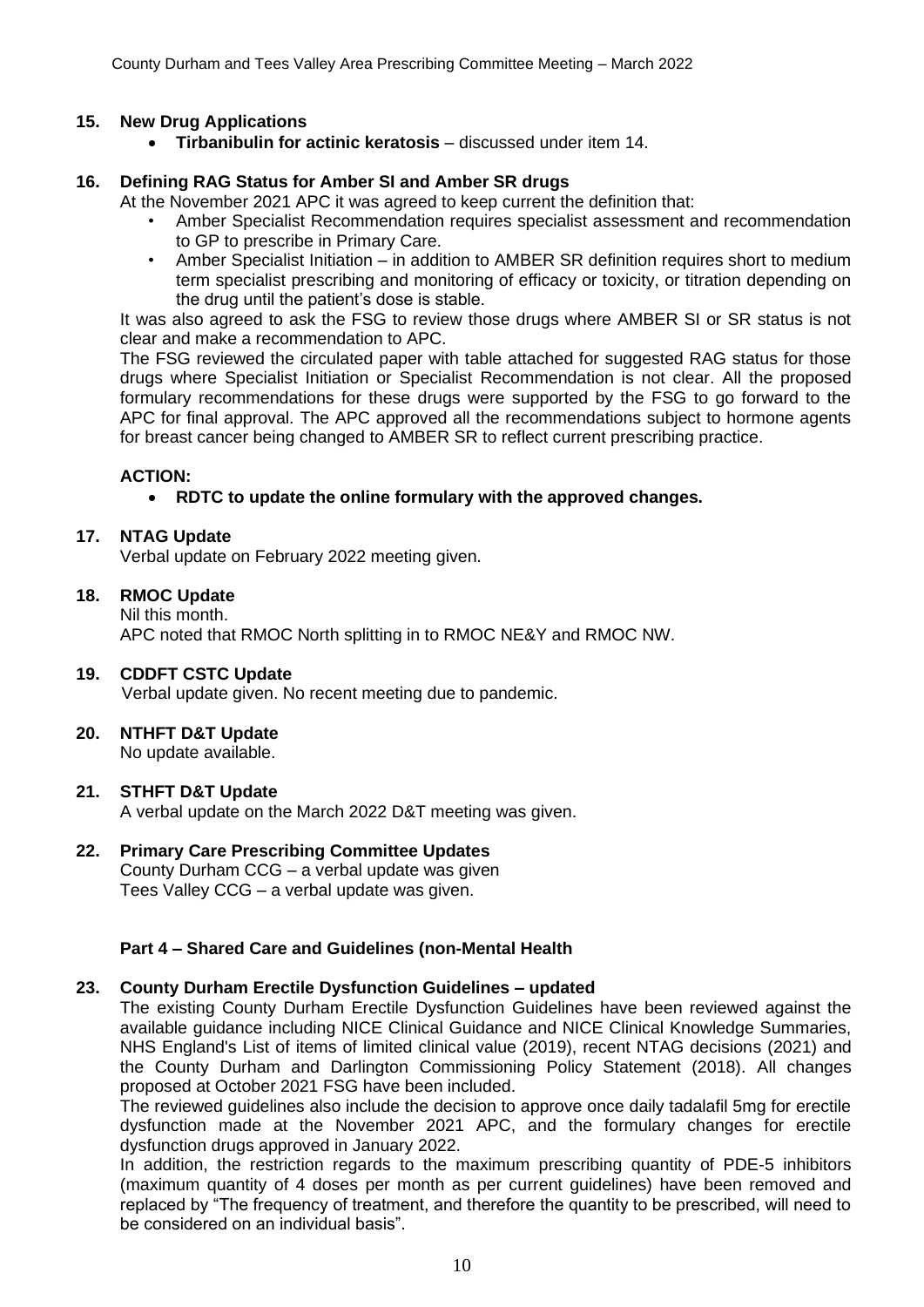## 15. New Drug Applications

- **Tirbanibulin for actinic keratosis** – discussed under item 14.

## 16. Defining RAG Status for Amber SI and Amber SR drugs

At the November 2021 APC it was agreed to keep current the definition that:

- Amber Specialist Recommendation requires specialist assessment and recommendation to GP to prescribe in Primary Care.
- Amber Specialist Initiation – in addition to AMBER SR definition requires short to medium term specialist prescribing and monitoring of efficacy or toxicity, or titration depending on the drug until the patient's dose is stable.

It was also agreed to ask the FSG to review those drugs where AMBER SI or SR status is not clear and make a recommendation to APC.

The FSG reviewed the circulated paper with table attached for suggested RAG status for those drugs where Specialist Initiation or Specialist Recommendation is not clear. All the proposed formulary recommendations for these drugs were supported by the FSG to go forward to the APC for final approval. The APC approved all the recommendations subject to hormone agents for breast cancer being changed to AMBER SR to reflect current prescribing practice.

**ACTION:**

- **RDTC to update the online formulary with the approved changes.**

## 17. NTAG Update

Verbal update on February 2022 meeting given.

## 18. RMOC Update

Nil this month.

APC noted that RMOC North splitting in to RMOC NE&Y and RMOC NW.

## 19. CDDFT CSTC Update

Verbal update given. No recent meeting due to pandemic.

## 20. NTHFT D&T Update

No update available.

## 21. STHFT D&T Update

A verbal update on the March 2022 D&T meeting was given.

## 22. Primary Care Prescribing Committee Updates

County Durham CCG – a verbal update was given

Tees Valley CCG – a verbal update was given.

### Part 4 – Shared Care and Guidelines (non-Mental Health

## 23. County Durham Erectile Dysfunction Guidelines – updated

The existing County Durham Erectile Dysfunction Guidelines have been reviewed against the available guidance including NICE Clinical Guidance and NICE Clinical Knowledge Summaries, NHS England's List of items of limited clinical value (2019), recent NTAG decisions (2021) and the County Durham and Darlington Commissioning Policy Statement (2018). All changes proposed at October 2021 FSG have been included.

The reviewed guidelines also include the decision to approve once daily tadalafil 5mg for erectile dysfunction made at the November 2021 APC, and the formulary changes for erectile dysfunction drugs approved in January 2022.

In addition, the restriction regards to the maximum prescribing quantity of PDE-5 inhibitors (maximum quantity of 4 doses per month as per current guidelines) have been removed and replaced by "The frequency of treatment, and therefore the quantity to be prescribed, will need to be considered on an individual basis".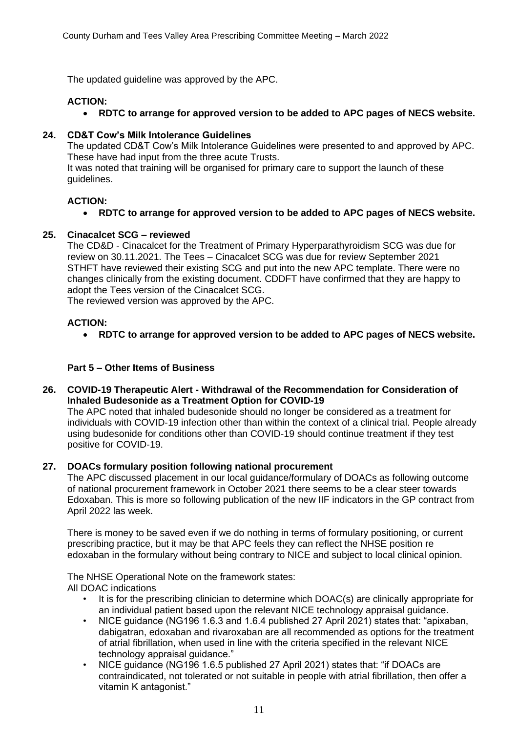The updated guideline was approved by the APC.

**ACTION:**

- **RDTC to arrange for approved version to be added to APC pages of NECS website.**

**24. CD&T Cow's Milk Intolerance Guidelines**

The updated CD&T Cow's Milk Intolerance Guidelines were presented to and approved by APC. These have had input from the three acute Trusts.
It was noted that training will be organised for primary care to support the launch of these guidelines.

**ACTION:**

- **RDTC to arrange for approved version to be added to APC pages of NECS website.**

**25. Cinacalcet SCG – reviewed**

The CD&D - Cinacalcet for the Treatment of Primary Hyperparathyroidism SCG was due for review on 30.11.2021. The Tees – Cinacalcet SCG was due for review September 2021 STHFT have reviewed their existing SCG and put into the new APC template. There were no changes clinically from the existing document. CDDFT have confirmed that they are happy to adopt the Tees version of the Cinacalcet SCG.
The reviewed version was approved by the APC.

**ACTION:**

- **RDTC to arrange for approved version to be added to APC pages of NECS website.**

**Part 5 – Other Items of Business**

**26. COVID-19 Therapeutic Alert - Withdrawal of the Recommendation for Consideration of Inhaled Budesonide as a Treatment Option for COVID-19**

The APC noted that inhaled budesonide should no longer be considered as a treatment for individuals with COVID-19 infection other than within the context of a clinical trial. People already using budesonide for conditions other than COVID-19 should continue treatment if they test positive for COVID-19.

**27. DOACs formulary position following national procurement**

The APC discussed placement in our local guidance/formulary of DOACs as following outcome of national procurement framework in October 2021 there seems to be a clear steer towards Edoxaban. This is more so following publication of the new IIF indicators in the GP contract from April 2022 las week.

There is money to be saved even if we do nothing in terms of formulary positioning, or current prescribing practice, but it may be that APC feels they can reflect the NHSE position re edoxaban in the formulary without being contrary to NICE and subject to local clinical opinion.

The NHSE Operational Note on the framework states:
All DOAC indications

- It is for the prescribing clinician to determine which DOAC(s) are clinically appropriate for an individual patient based upon the relevant NICE technology appraisal guidance.
- NICE guidance (NG196 1.6.3 and 1.6.4 published 27 April 2021) states that: "apixaban, dabigatran, edoxaban and rivaroxaban are all recommended as options for the treatment of atrial fibrillation, when used in line with the criteria specified in the relevant NICE technology appraisal guidance."
- NICE guidance (NG196 1.6.5 published 27 April 2021) states that: "if DOACs are contraindicated, not tolerated or not suitable in people with atrial fibrillation, then offer a vitamin K antagonist."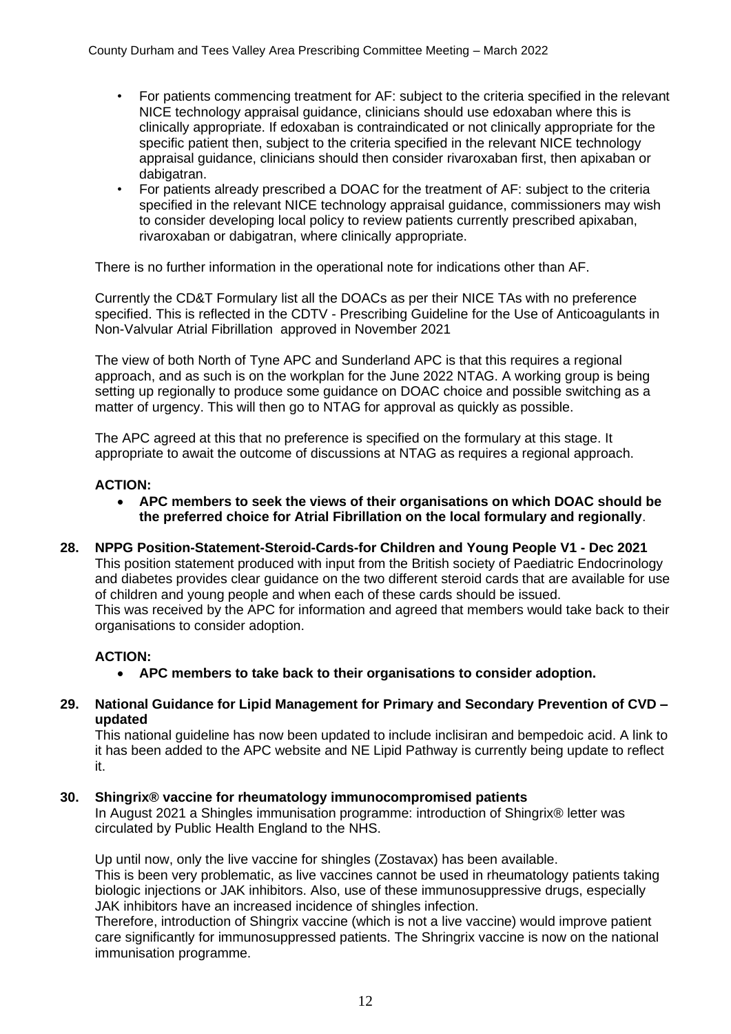- For patients commencing treatment for AF: subject to the criteria specified in the relevant NICE technology appraisal guidance, clinicians should use edoxaban where this is clinically appropriate. If edoxaban is contraindicated or not clinically appropriate for the specific patient then, subject to the criteria specified in the relevant NICE technology appraisal guidance, clinicians should then consider rivaroxaban first, then apixaban or dabigatran.
- For patients already prescribed a DOAC for the treatment of AF: subject to the criteria specified in the relevant NICE technology appraisal guidance, commissioners may wish to consider developing local policy to review patients currently prescribed apixaban, rivaroxaban or dabigatran, where clinically appropriate.

There is no further information in the operational note for indications other than AF.

Currently the CD&T Formulary list all the DOACs as per their NICE TAs with no preference specified. This is reflected in the CDTV - Prescribing Guideline for the Use of Anticoagulants in Non-Valvular Atrial Fibrillation approved in November 2021

The view of both North of Tyne APC and Sunderland APC is that this requires a regional approach, and as such is on the workplan for the June 2022 NTAG. A working group is being setting up regionally to produce some guidance on DOAC choice and possible switching as a matter of urgency. This will then go to NTAG for approval as quickly as possible.

The APC agreed at this that no preference is specified on the formulary at this stage. It appropriate to await the outcome of discussions at NTAG as requires a regional approach.

**ACTION:**

- **APC members to seek the views of their organisations on which DOAC should be the preferred choice for Atrial Fibrillation on the local formulary and regionally**.

**28. NPPG Position-Statement-Steroid-Cards-for Children and Young People V1 - Dec 2021**

This position statement produced with input from the British society of Paediatric Endocrinology and diabetes provides clear guidance on the two different steroid cards that are available for use of children and young people and when each of these cards should be issued.
This was received by the APC for information and agreed that members would take back to their organisations to consider adoption.

**ACTION:**

- **APC members to take back to their organisations to consider adoption.**

**29. National Guidance for Lipid Management for Primary and Secondary Prevention of CVD – updated**

This national guideline has now been updated to include inclisiran and bempedoic acid. A link to it has been added to the APC website and NE Lipid Pathway is currently being update to reflect it.

**30. Shingrix® vaccine for rheumatology immunocompromised patients**

In August 2021 a Shingles immunisation programme: introduction of Shingrix® letter was circulated by Public Health England to the NHS.

Up until now, only the live vaccine for shingles (Zostavax) has been available.
This is been very problematic, as live vaccines cannot be used in rheumatology patients taking biologic injections or JAK inhibitors. Also, use of these immunosuppressive drugs, especially JAK inhibitors have an increased incidence of shingles infection.
Therefore, introduction of Shingrix vaccine (which is not a live vaccine) would improve patient care significantly for immunosuppressed patients. The Shringrix vaccine is now on the national immunisation programme.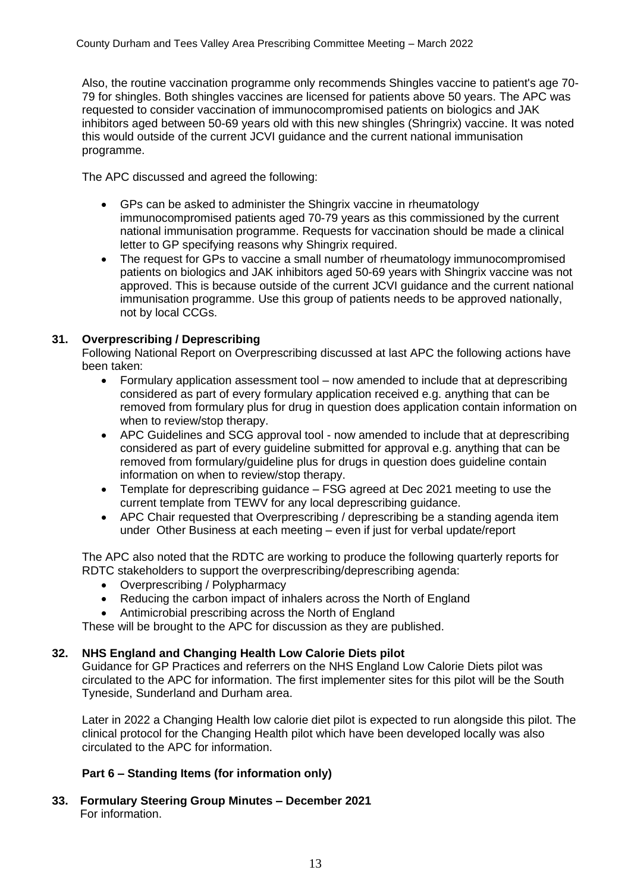Also, the routine vaccination programme only recommends Shingles vaccine to patient's age 70-79 for shingles. Both shingles vaccines are licensed for patients above 50 years. The APC was requested to consider vaccination of immunocompromised patients on biologics and JAK inhibitors aged between 50-69 years old with this new shingles (Shringrix) vaccine. It was noted this would outside of the current JCVI guidance and the current national immunisation programme.

The APC discussed and agreed the following:

- GPs can be asked to administer the Shingrix vaccine in rheumatology immunocompromised patients aged 70-79 years as this commissioned by the current national immunisation programme. Requests for vaccination should be made a clinical letter to GP specifying reasons why Shingrix required.
- The request for GPs to vaccine a small number of rheumatology immunocompromised patients on biologics and JAK inhibitors aged 50-69 years with Shingrix vaccine was not approved. This is because outside of the current JCVI guidance and the current national immunisation programme. Use this group of patients needs to be approved nationally, not by local CCGs.

**31. Overprescribing / Deprescribing**

Following National Report on Overprescribing discussed at last APC the following actions have been taken:

- Formulary application assessment tool – now amended to include that at deprescribing considered as part of every formulary application received e.g. anything that can be removed from formulary plus for drug in question does application contain information on when to review/stop therapy.
- APC Guidelines and SCG approval tool - now amended to include that at deprescribing considered as part of every guideline submitted for approval e.g. anything that can be removed from formulary/guideline plus for drugs in question does guideline contain information on when to review/stop therapy.
- Template for deprescribing guidance – FSG agreed at Dec 2021 meeting to use the current template from TEWV for any local deprescribing guidance.
- APC Chair requested that Overprescribing / deprescribing be a standing agenda item under Other Business at each meeting – even if just for verbal update/report

The APC also noted that the RDTC are working to produce the following quarterly reports for RDTC stakeholders to support the overprescribing/deprescribing agenda:

- Overprescribing / Polypharmacy
- Reducing the carbon impact of inhalers across the North of England
- Antimicrobial prescribing across the North of England

These will be brought to the APC for discussion as they are published.

**32. NHS England and Changing Health Low Calorie Diets pilot**

Guidance for GP Practices and referrers on the NHS England Low Calorie Diets pilot was circulated to the APC for information. The first implementer sites for this pilot will be the South Tyneside, Sunderland and Durham area.

Later in 2022 a Changing Health low calorie diet pilot is expected to run alongside this pilot. The clinical protocol for the Changing Health pilot which have been developed locally was also circulated to the APC for information.

**Part 6 – Standing Items (for information only)**

**33. Formulary Steering Group Minutes – December 2021**

For information.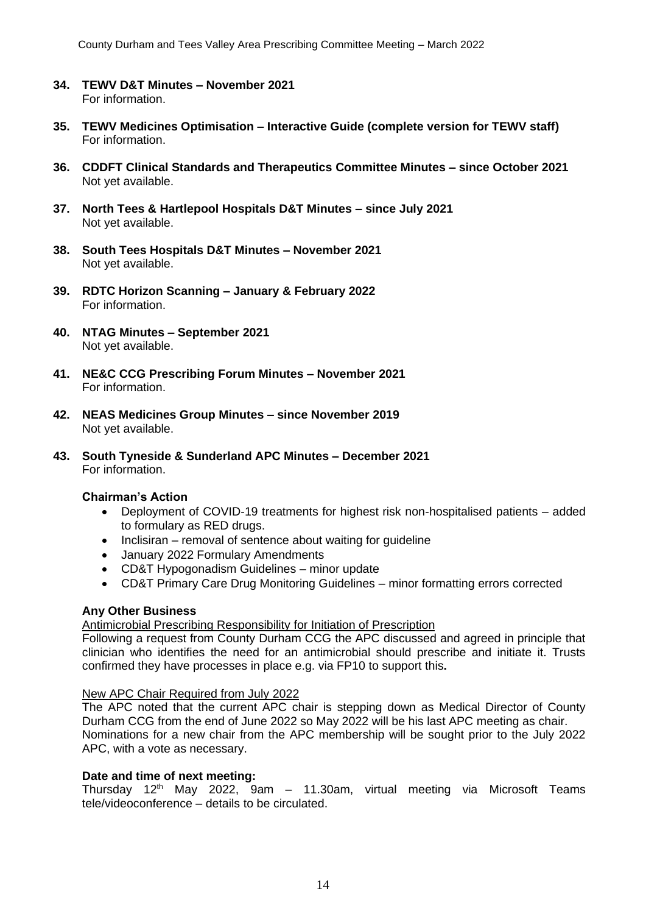**34. TEWV D&T Minutes – November 2021**
For information.

**35. TEWV Medicines Optimisation – Interactive Guide (complete version for TEWV staff)**
For information.

**36. CDDFT Clinical Standards and Therapeutics Committee Minutes – since October 2021**
Not yet available.

**37. North Tees & Hartlepool Hospitals D&T Minutes – since July 2021**
Not yet available.

**38. South Tees Hospitals D&T Minutes – November 2021**
Not yet available.

**39. RDTC Horizon Scanning – January & February 2022**
For information.

**40. NTAG Minutes – September 2021**
Not yet available.

**41. NE&C CCG Prescribing Forum Minutes – November 2021**
For information.

**42. NEAS Medicines Group Minutes – since November 2019**
Not yet available.

**43. South Tyneside & Sunderland APC Minutes – December 2021**
For information.

**Chairman's Action**

- Deployment of COVID-19 treatments for highest risk non-hospitalised patients – added to formulary as RED drugs.
- Inclisiran – removal of sentence about waiting for guideline
- January 2022 Formulary Amendments
- CD&T Hypogonadism Guidelines – minor update
- CD&T Primary Care Drug Monitoring Guidelines – minor formatting errors corrected

**Any Other Business**

Antimicrobial Prescribing Responsibility for Initiation of Prescription

Following a request from County Durham CCG the APC discussed and agreed in principle that clinician who identifies the need for an antimicrobial should prescribe and initiate it. Trusts confirmed they have processes in place e.g. via FP10 to support this**.**

New APC Chair Required from July 2022

The APC noted that the current APC chair is stepping down as Medical Director of County Durham CCG from the end of June 2022 so May 2022 will be his last APC meeting as chair. Nominations for a new chair from the APC membership will be sought prior to the July 2022 APC, with a vote as necessary.

**Date and time of next meeting:**

Thursday 12th May 2022, 9am – 11.30am, virtual meeting via Microsoft Teams tele/videoconference – details to be circulated.